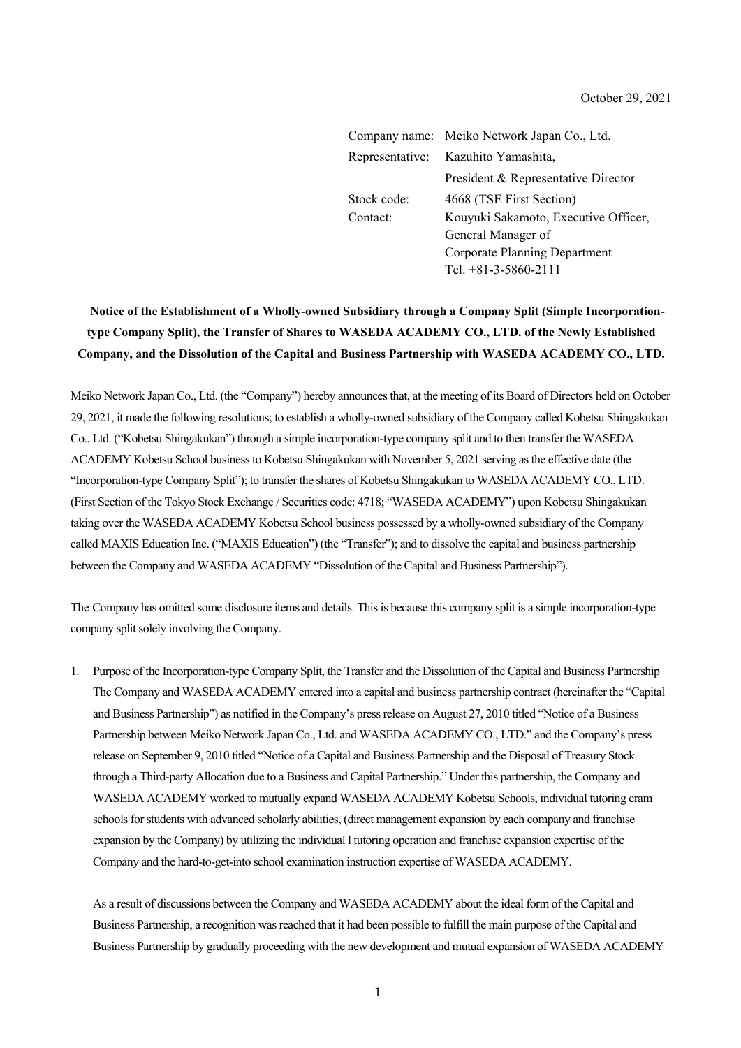October 29, 2021

Company name: Meiko Network Japan Co., Ltd.
Representative: Kazuhito Yamashita,
President & Representative Director
Stock code: 4668 (TSE First Section)
Contact: Kouyuki Sakamoto, Executive Officer,
General Manager of
Corporate Planning Department
Tel. +81-3-5860-2111

**Notice of the Establishment of a Wholly-owned Subsidiary through a Company Split (Simple Incorporation-type Company Split), the Transfer of Shares to WASEDA ACADEMY CO., LTD. of the Newly Established Company, and the Dissolution of the Capital and Business Partnership with WASEDA ACADEMY CO., LTD.**

Meiko Network Japan Co., Ltd. (the "Company") hereby announces that, at the meeting of its Board of Directors held on October 29, 2021, it made the following resolutions; to establish a wholly-owned subsidiary of the Company called Kobetsu Shingakukan Co., Ltd. ("Kobetsu Shingakukan") through a simple incorporation-type company split and to then transfer the WASEDA ACADEMY Kobetsu School business to Kobetsu Shingakukan with November 5, 2021 serving as the effective date (the "Incorporation-type Company Split"); to transfer the shares of Kobetsu Shingakukan to WASEDA ACADEMY CO., LTD. (First Section of the Tokyo Stock Exchange / Securities code: 4718; "WASEDA ACADEMY") upon Kobetsu Shingakukan taking over the WASEDA ACADEMY Kobetsu School business possessed by a wholly-owned subsidiary of the Company called MAXIS Education Inc. ("MAXIS Education") (the "Transfer"); and to dissolve the capital and business partnership between the Company and WASEDA ACADEMY "Dissolution of the Capital and Business Partnership").

The Company has omitted some disclosure items and details. This is because this company split is a simple incorporation-type company split solely involving the Company.

1. Purpose of the Incorporation-type Company Split, the Transfer and the Dissolution of the Capital and Business Partnership
   The Company and WASEDA ACADEMY entered into a capital and business partnership contract (hereinafter the "Capital and Business Partnership") as notified in the Company's press release on August 27, 2010 titled "Notice of a Business Partnership between Meiko Network Japan Co., Ltd. and WASEDA ACADEMY CO., LTD." and the Company's press release on September 9, 2010 titled "Notice of a Capital and Business Partnership and the Disposal of Treasury Stock through a Third-party Allocation due to a Business and Capital Partnership." Under this partnership, the Company and WASEDA ACADEMY worked to mutually expand WASEDA ACADEMY Kobetsu Schools, individual tutoring cram schools for students with advanced scholarly abilities, (direct management expansion by each company and franchise expansion by the Company) by utilizing the individual l tutoring operation and franchise expansion expertise of the Company and the hard-to-get-into school examination instruction expertise of WASEDA ACADEMY.

   As a result of discussions between the Company and WASEDA ACADEMY about the ideal form of the Capital and Business Partnership, a recognition was reached that it had been possible to fulfill the main purpose of the Capital and Business Partnership by gradually proceeding with the new development and mutual expansion of WASEDA ACADEMY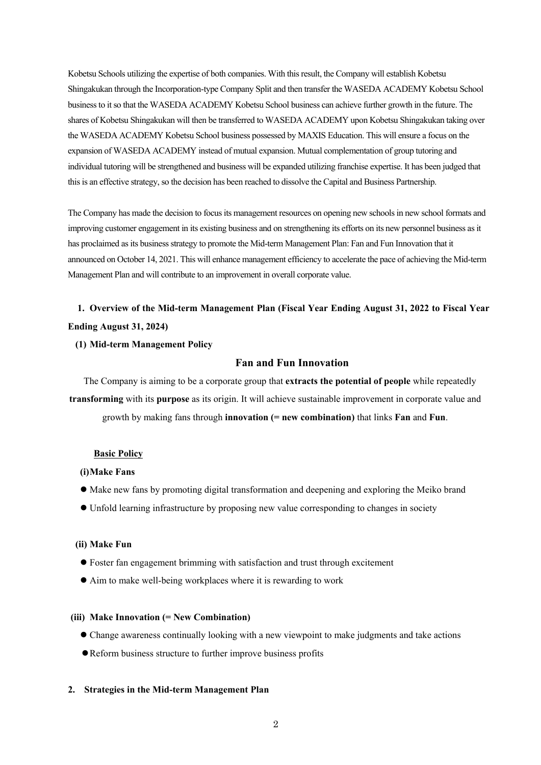Kobetsu Schools utilizing the expertise of both companies. With this result, the Company will establish Kobetsu Shingakukan through the Incorporation-type Company Split and then transfer the WASEDA ACADEMY Kobetsu School business to it so that the WASEDA ACADEMY Kobetsu School business can achieve further growth in the future. The shares of Kobetsu Shingakukan will then be transferred to WASEDA ACADEMY upon Kobetsu Shingakukan taking over the WASEDA ACADEMY Kobetsu School business possessed by MAXIS Education. This will ensure a focus on the expansion of WASEDA ACADEMY instead of mutual expansion. Mutual complementation of group tutoring and individual tutoring will be strengthened and business will be expanded utilizing franchise expertise. It has been judged that this is an effective strategy, so the decision has been reached to dissolve the Capital and Business Partnership.

The Company has made the decision to focus its management resources on opening new schools in new school formats and improving customer engagement in its existing business and on strengthening its efforts on its new personnel business as it has proclaimed as its business strategy to promote the Mid-term Management Plan: Fan and Fun Innovation that it announced on October 14, 2021. This will enhance management efficiency to accelerate the pace of achieving the Mid-term Management Plan and will contribute to an improvement in overall corporate value.

## 1. Overview of the Mid-term Management Plan (Fiscal Year Ending August 31, 2022 to Fiscal Year Ending August 31, 2024)

### (1) Mid-term Management Policy

**Fan and Fun Innovation**

The Company is aiming to be a corporate group that **extracts the potential of people** while repeatedly **transforming** with its **purpose** as its origin. It will achieve sustainable improvement in corporate value and growth by making fans through **innovation (= new combination)** that links **Fan** and **Fun**.

**Basic Policy**

**(i) Make Fans**

- Make new fans by promoting digital transformation and deepening and exploring the Meiko brand
- Unfold learning infrastructure by proposing new value corresponding to changes in society

**(ii) Make Fun**

- Foster fan engagement brimming with satisfaction and trust through excitement
- Aim to make well-being workplaces where it is rewarding to work

**(iii) Make Innovation (= New Combination)**

- Change awareness continually looking with a new viewpoint to make judgments and take actions
- Reform business structure to further improve business profits

## 2. Strategies in the Mid-term Management Plan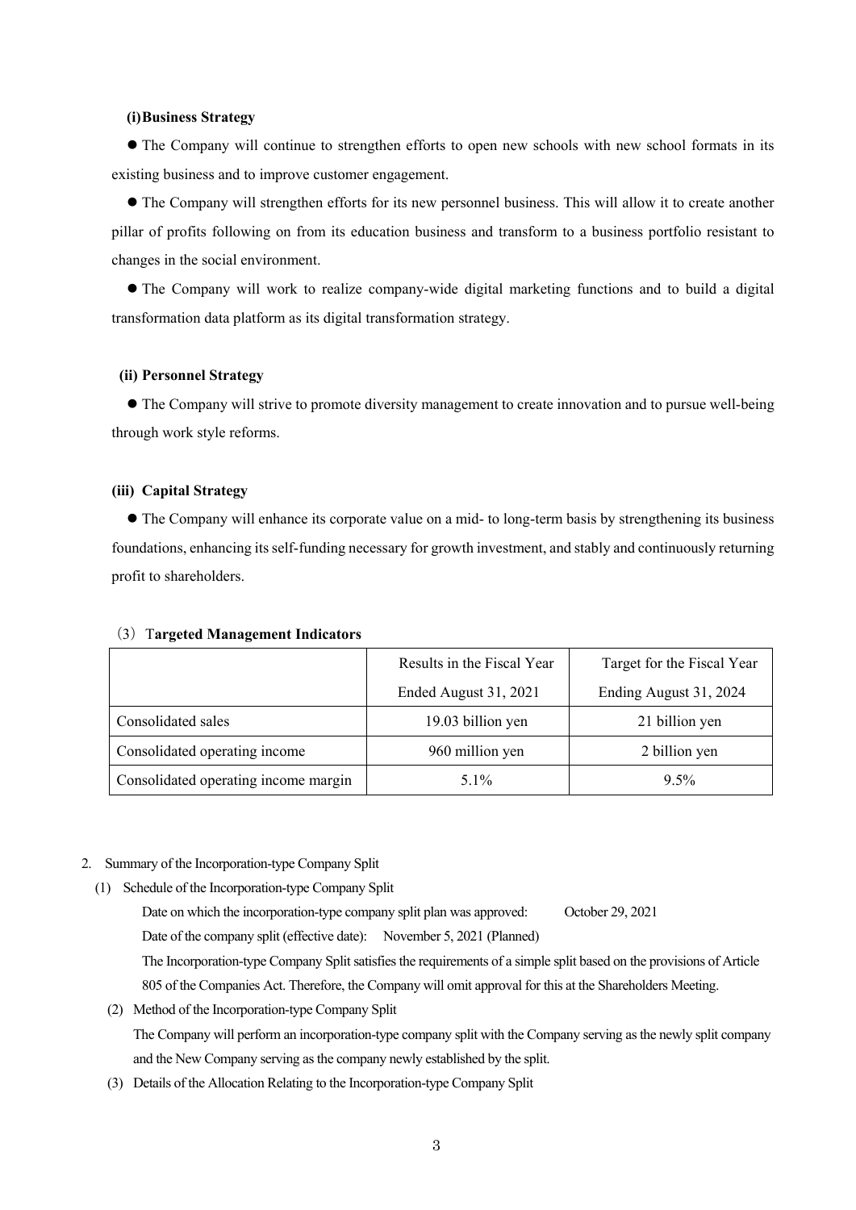#### (i) Business Strategy

- The Company will continue to strengthen efforts to open new schools with new school formats in its existing business and to improve customer engagement.
- The Company will strengthen efforts for its new personnel business. This will allow it to create another pillar of profits following on from its education business and transform to a business portfolio resistant to changes in the social environment.
- The Company will work to realize company-wide digital marketing functions and to build a digital transformation data platform as its digital transformation strategy.

#### (ii) Personnel Strategy

- The Company will strive to promote diversity management to create innovation and to pursue well-being through work style reforms.

#### (iii) Capital Strategy

- The Company will enhance its corporate value on a mid- to long-term basis by strengthening its business foundations, enhancing its self-funding necessary for growth investment, and stably and continuously returning profit to shareholders.

### (3) Targeted Management Indicators

| | Results in the Fiscal Year Ended August 31, 2021 | Target for the Fiscal Year Ending August 31, 2024 |
|---|---|---|
| Consolidated sales | 19.03 billion yen | 21 billion yen |
| Consolidated operating income | 960 million yen | 2 billion yen |
| Consolidated operating income margin | 5.1% | 9.5% |

## 2. Summary of the Incorporation-type Company Split

### (1) Schedule of the Incorporation-type Company Split

Date on which the incorporation-type company split plan was approved: October 29, 2021

Date of the company split (effective date): November 5, 2021 (Planned)

The Incorporation-type Company Split satisfies the requirements of a simple split based on the provisions of Article 805 of the Companies Act. Therefore, the Company will omit approval for this at the Shareholders Meeting.

### (2) Method of the Incorporation-type Company Split

The Company will perform an incorporation-type company split with the Company serving as the newly split company and the New Company serving as the company newly established by the split.

### (3) Details of the Allocation Relating to the Incorporation-type Company Split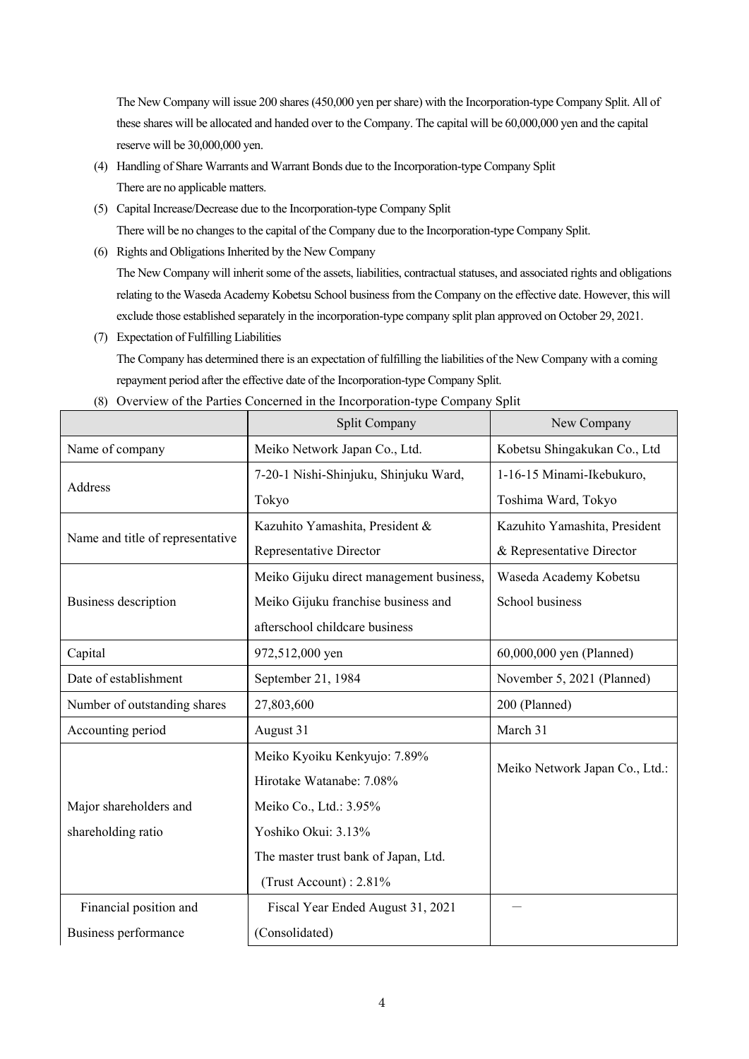The New Company will issue 200 shares (450,000 yen per share) with the Incorporation-type Company Split. All of these shares will be allocated and handed over to the Company. The capital will be 60,000,000 yen and the capital reserve will be 30,000,000 yen.

(4) Handling of Share Warrants and Warrant Bonds due to the Incorporation-type Company Split
There are no applicable matters.

(5) Capital Increase/Decrease due to the Incorporation-type Company Split
There will be no changes to the capital of the Company due to the Incorporation-type Company Split.

(6) Rights and Obligations Inherited by the New Company
The New Company will inherit some of the assets, liabilities, contractual statuses, and associated rights and obligations relating to the Waseda Academy Kobetsu School business from the Company on the effective date. However, this will exclude those established separately in the incorporation-type company split plan approved on October 29, 2021.

(7) Expectation of Fulfilling Liabilities
The Company has determined there is an expectation of fulfilling the liabilities of the New Company with a coming repayment period after the effective date of the Incorporation-type Company Split.

(8) Overview of the Parties Concerned in the Incorporation-type Company Split

| | Split Company | New Company |
|---|---|---|
| Name of company | Meiko Network Japan Co., Ltd. | Kobetsu Shingakukan Co., Ltd |
| Address | 7-20-1 Nishi-Shinjuku, Shinjuku Ward, Tokyo | 1-16-15 Minami-Ikebukuro, Toshima Ward, Tokyo |
| Name and title of representative | Kazuhito Yamashita, President & Representative Director | Kazuhito Yamashita, President & Representative Director |
| Business description | Meiko Gijuku direct management business, Meiko Gijuku franchise business and afterschool childcare business | Waseda Academy Kobetsu School business |
| Capital | 972,512,000 yen | 60,000,000 yen (Planned) |
| Date of establishment | September 21, 1984 | November 5, 2021 (Planned) |
| Number of outstanding shares | 27,803,600 | 200 (Planned) |
| Accounting period | August 31 | March 31 |
| Major shareholders and shareholding ratio | Meiko Kyoiku Kenkyujo: 7.89%<br>Hirotake Watanabe: 7.08%<br>Meiko Co., Ltd.: 3.95%<br>Yoshiko Okui: 3.13%<br>The master trust bank of Japan, Ltd. (Trust Account) : 2.81% | Meiko Network Japan Co., Ltd.: |
| Financial position and Business performance | Fiscal Year Ended August 31, 2021 (Consolidated) | — |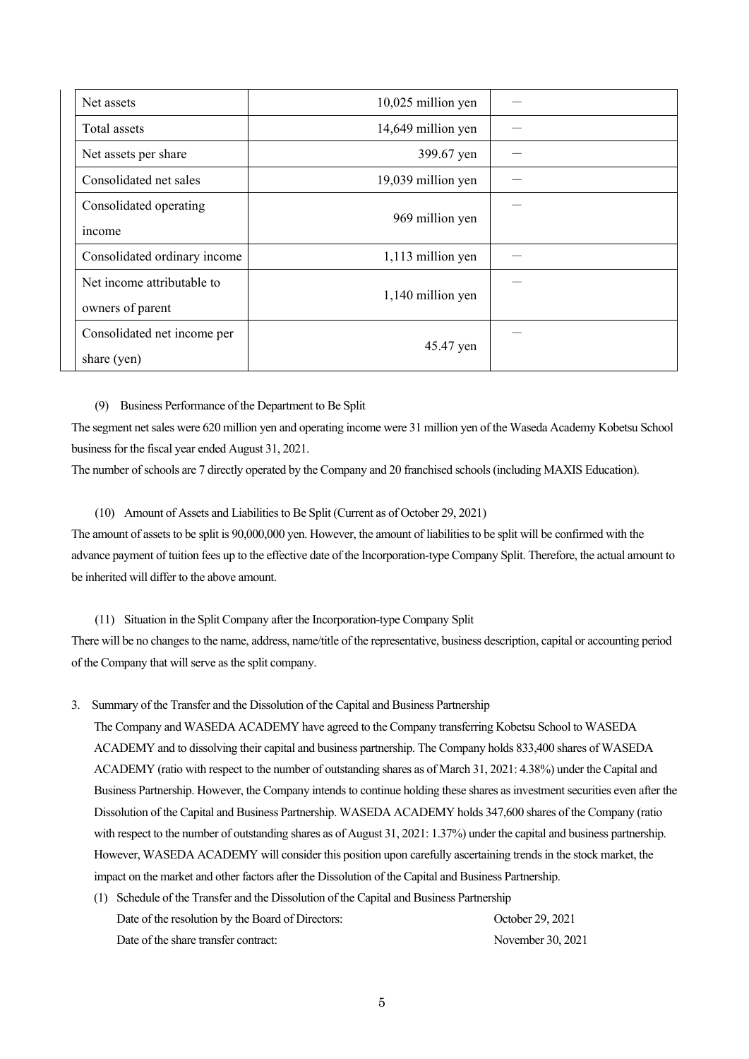| Net assets | 10,025 million yen | － |
|---|---|---|
| Total assets | 14,649 million yen | － |
| Net assets per share | 399.67 yen | － |
| Consolidated net sales | 19,039 million yen | － |
| Consolidated operating income | 969 million yen | － |
| Consolidated ordinary income | 1,113 million yen | － |
| Net income attributable to owners of parent | 1,140 million yen | － |
| Consolidated net income per share (yen) | 45.47 yen | － |

(9) Business Performance of the Department to Be Split

The segment net sales were 620 million yen and operating income were 31 million yen of the Waseda Academy Kobetsu School business for the fiscal year ended August 31, 2021.

The number of schools are 7 directly operated by the Company and 20 franchised schools (including MAXIS Education).

(10) Amount of Assets and Liabilities to Be Split (Current as of October 29, 2021)

The amount of assets to be split is 90,000,000 yen. However, the amount of liabilities to be split will be confirmed with the advance payment of tuition fees up to the effective date of the Incorporation-type Company Split. Therefore, the actual amount to be inherited will differ to the above amount.

(11) Situation in the Split Company after the Incorporation-type Company Split

There will be no changes to the name, address, name/title of the representative, business description, capital or accounting period of the Company that will serve as the split company.

3. Summary of the Transfer and the Dissolution of the Capital and Business Partnership

The Company and WASEDA ACADEMY have agreed to the Company transferring Kobetsu School to WASEDA ACADEMY and to dissolving their capital and business partnership. The Company holds 833,400 shares of WASEDA ACADEMY (ratio with respect to the number of outstanding shares as of March 31, 2021: 4.38%) under the Capital and Business Partnership. However, the Company intends to continue holding these shares as investment securities even after the Dissolution of the Capital and Business Partnership. WASEDA ACADEMY holds 347,600 shares of the Company (ratio with respect to the number of outstanding shares as of August 31, 2021: 1.37%) under the capital and business partnership. However, WASEDA ACADEMY will consider this position upon carefully ascertaining trends in the stock market, the impact on the market and other factors after the Dissolution of the Capital and Business Partnership.

(1) Schedule of the Transfer and the Dissolution of the Capital and Business Partnership

| | |
|---|---|
| Date of the resolution by the Board of Directors: | October 29, 2021 |
| Date of the share transfer contract: | November 30, 2021 |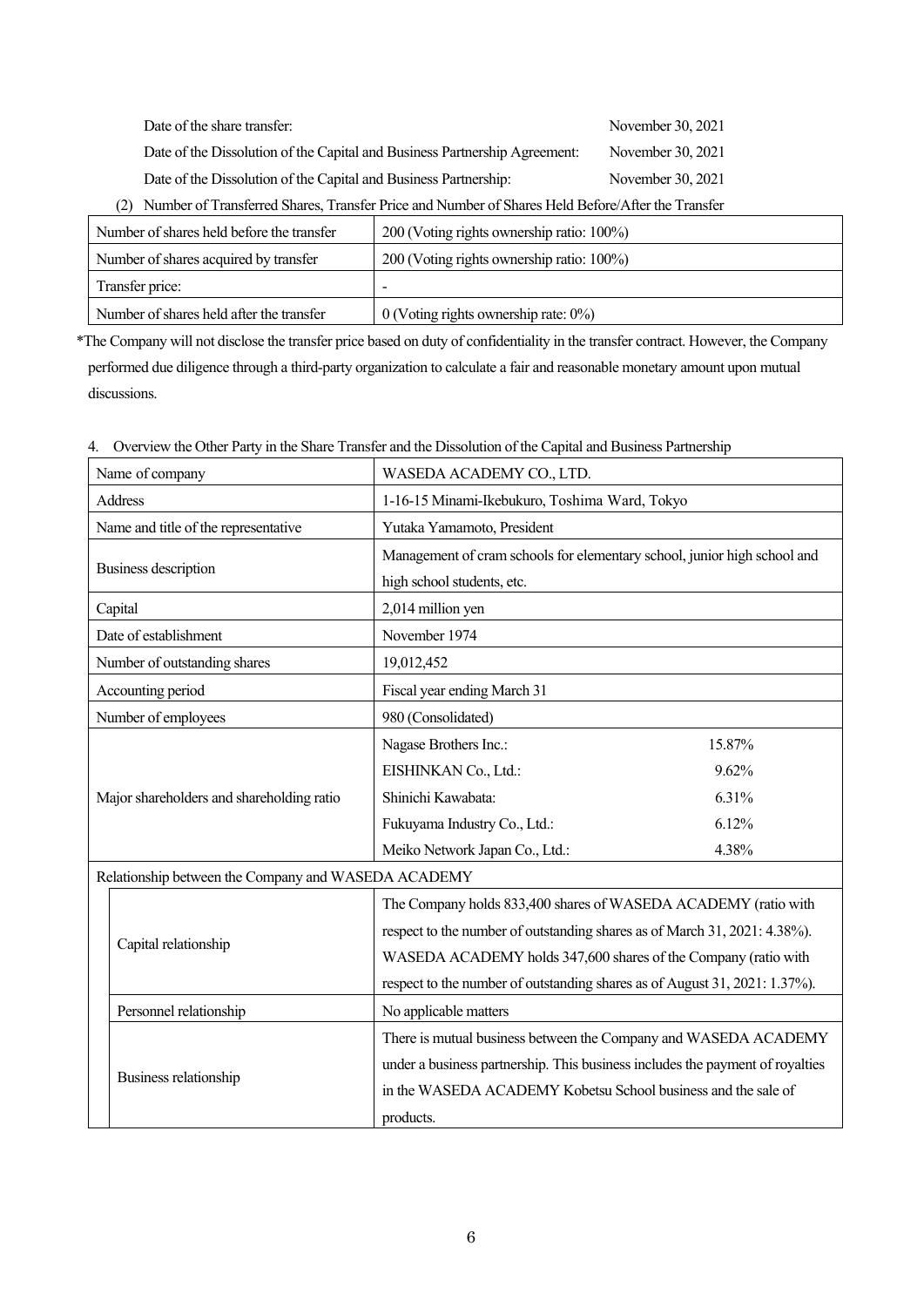Date of the share transfer: November 30, 2021

Date of the Dissolution of the Capital and Business Partnership Agreement: November 30, 2021

Date of the Dissolution of the Capital and Business Partnership: November 30, 2021

(2) Number of Transferred Shares, Transfer Price and Number of Shares Held Before/After the Transfer

| | |
|---|---|
| Number of shares held before the transfer | 200 (Voting rights ownership ratio: 100%) |
| Number of shares acquired by transfer | 200 (Voting rights ownership ratio: 100%) |
| Transfer price: | - |
| Number of shares held after the transfer | 0 (Voting rights ownership rate: 0%) |

*The Company will not disclose the transfer price based on duty of confidentiality in the transfer contract. However, the Company performed due diligence through a third-party organization to calculate a fair and reasonable monetary amount upon mutual discussions.

4. Overview the Other Party in the Share Transfer and the Dissolution of the Capital and Business Partnership

| | |
|---|---|
| Name of company | WASEDA ACADEMY CO., LTD. |
| Address | 1-16-15 Minami-Ikebukuro, Toshima Ward, Tokyo |
| Name and title of the representative | Yutaka Yamamoto, President |
| Business description | Management of cram schools for elementary school, junior high school and high school students, etc. |
| Capital | 2,014 million yen |
| Date of establishment | November 1974 |
| Number of outstanding shares | 19,012,452 |
| Accounting period | Fiscal year ending March 31 |
| Number of employees | 980 (Consolidated) |
| Major shareholders and shareholding ratio | Nagase Brothers Inc.: 15.87%<br>EISHINKAN Co., Ltd.: 9.62%<br>Shinichi Kawabata: 6.31%<br>Fukuyama Industry Co., Ltd.: 6.12%<br>Meiko Network Japan Co., Ltd.: 4.38% |
| Relationship between the Company and WASEDA ACADEMY | |
| Capital relationship | The Company holds 833,400 shares of WASEDA ACADEMY (ratio with respect to the number of outstanding shares as of March 31, 2021: 4.38%). WASEDA ACADEMY holds 347,600 shares of the Company (ratio with respect to the number of outstanding shares as of August 31, 2021: 1.37%). |
| Personnel relationship | No applicable matters |
| Business relationship | There is mutual business between the Company and WASEDA ACADEMY under a business partnership. This business includes the payment of royalties in the WASEDA ACADEMY Kobetsu School business and the sale of products. |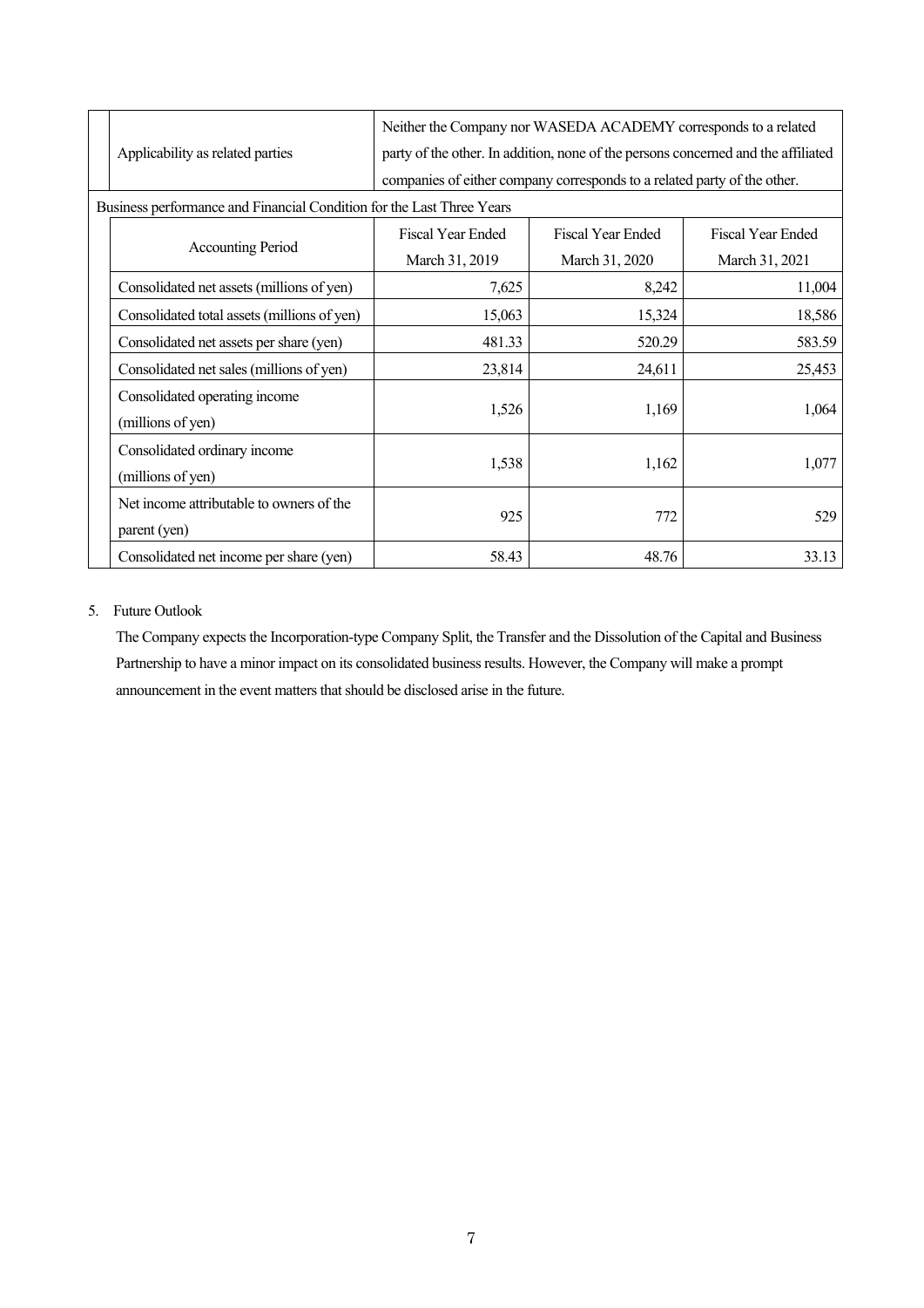| | | | |
|---|---|---|---|
| Applicability as related parties | Neither the Company nor WASEDA ACADEMY corresponds to a related party of the other. In addition, none of the persons concerned and the affiliated companies of either company corresponds to a related party of the other. | | |
| Business performance and Financial Condition for the Last Three Years | | | |
| Accounting Period | Fiscal Year Ended March 31, 2019 | Fiscal Year Ended March 31, 2020 | Fiscal Year Ended March 31, 2021 |
| Consolidated net assets (millions of yen) | 7,625 | 8,242 | 11,004 |
| Consolidated total assets (millions of yen) | 15,063 | 15,324 | 18,586 |
| Consolidated net assets per share (yen) | 481.33 | 520.29 | 583.59 |
| Consolidated net sales (millions of yen) | 23,814 | 24,611 | 25,453 |
| Consolidated operating income (millions of yen) | 1,526 | 1,169 | 1,064 |
| Consolidated ordinary income (millions of yen) | 1,538 | 1,162 | 1,077 |
| Net income attributable to owners of the parent (yen) | 925 | 772 | 529 |
| Consolidated net income per share (yen) | 58.43 | 48.76 | 33.13 |

5. Future Outlook

The Company expects the Incorporation-type Company Split, the Transfer and the Dissolution of the Capital and Business Partnership to have a minor impact on its consolidated business results. However, the Company will make a prompt announcement in the event matters that should be disclosed arise in the future.